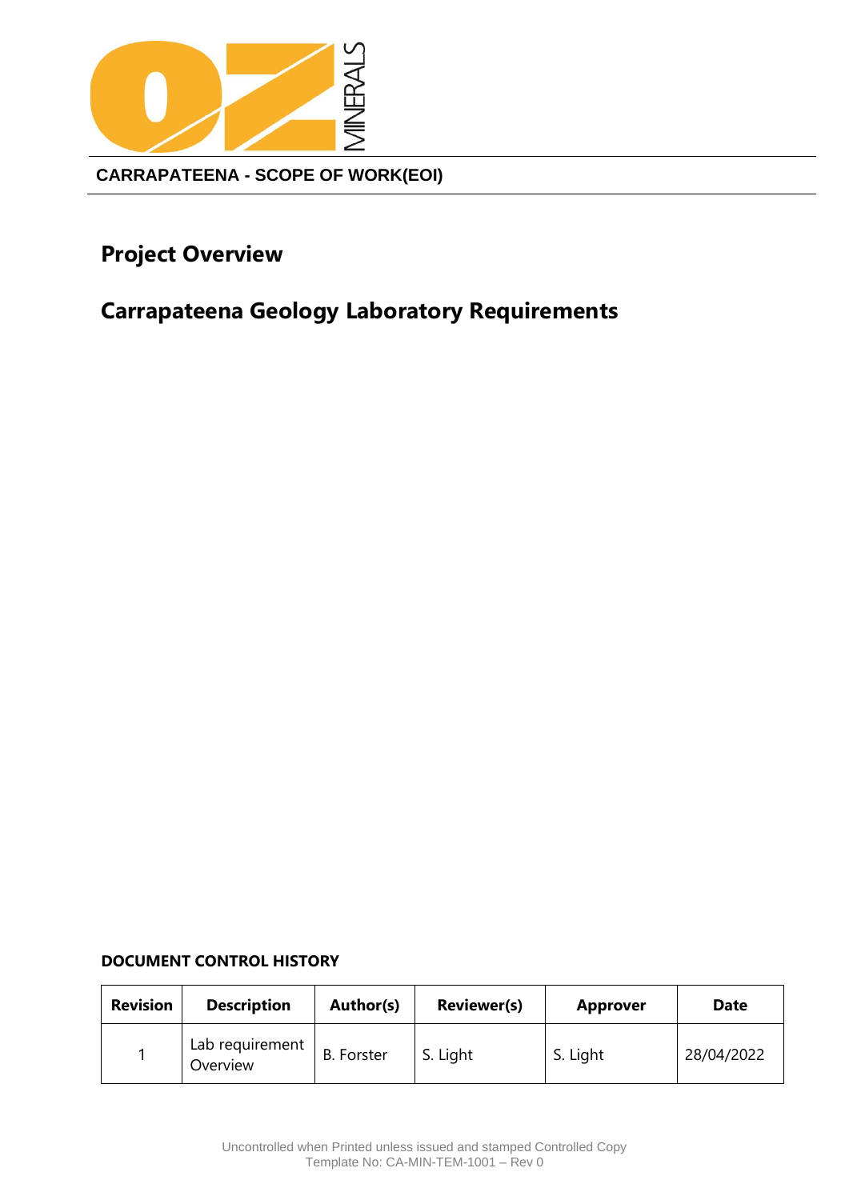**CARRAPATEENA - SCOPE OF WORK(EOI)**

# Project Overview

# Carrapateena Geology Laboratory Requirements

**DOCUMENT CONTROL HISTORY**

| Revision | Description | Author(s) | Reviewer(s) | Approver | Date |
|---|---|---|---|---|---|
| 1 | Lab requirement Overview | B. Forster | S. Light | S. Light | 28/04/2022 |

Uncontrolled when Printed unless issued and stamped Controlled Copy
Template No: CA-MIN-TEM-1001 – Rev 0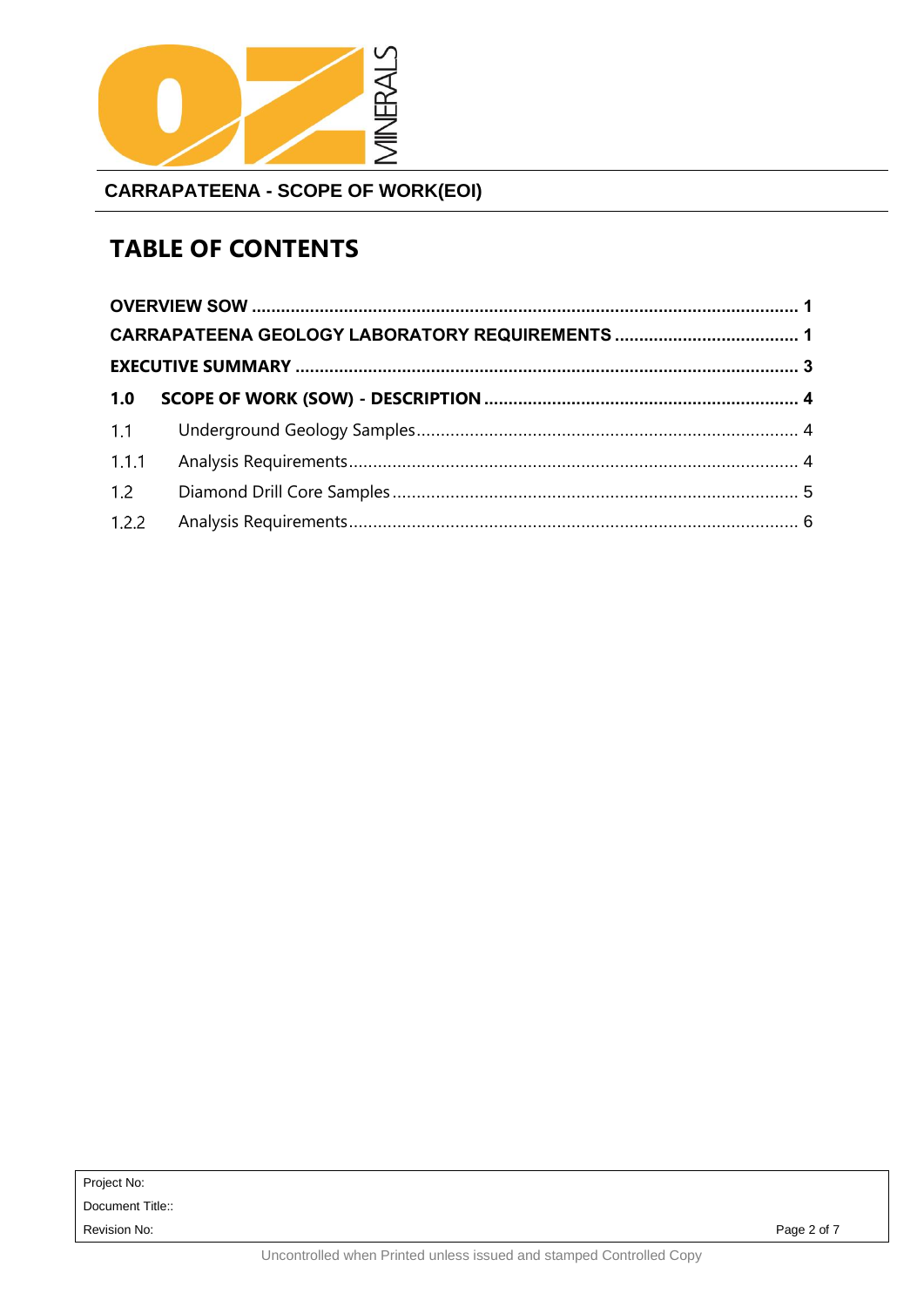# TABLE OF CONTENTS

**OVERVIEW SOW** ........................................................................................................... **1**

**CARRAPATEENA GEOLOGY LABORATORY REQUIREMENTS** ...................................... **1**

**EXECUTIVE SUMMARY** .................................................................................................. **3**

**1.0 SCOPE OF WORK (SOW) - DESCRIPTION** ................................................................ **4**

1.1 Underground Geology Samples ........................................................................... 4

1.1.1 Analysis Requirements ........................................................................................ 4

1.2 Diamond Drill Core Samples ................................................................................ 5

1.2.2 Analysis Requirements ........................................................................................ 6

Project No:

Document Title::

Revision No: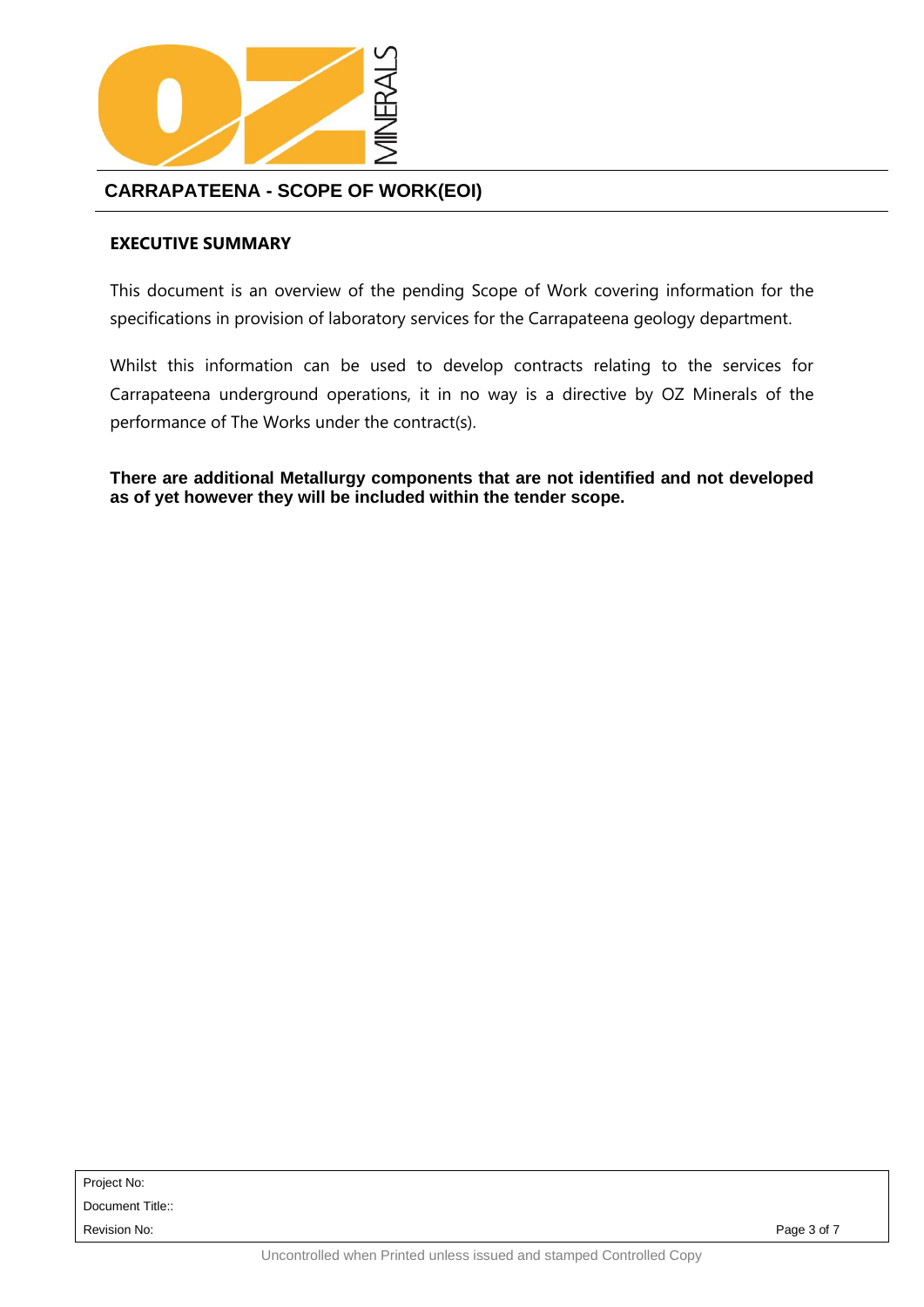## CARRAPATEENA - SCOPE OF WORK(EOI)

### EXECUTIVE SUMMARY

This document is an overview of the pending Scope of Work covering information for the specifications in provision of laboratory services for the Carrapateena geology department.

Whilst this information can be used to develop contracts relating to the services for Carrapateena underground operations, it in no way is a directive by OZ Minerals of the performance of The Works under the contract(s).

**There are additional Metallurgy components that are not identified and not developed as of yet however they will be included within the tender scope.**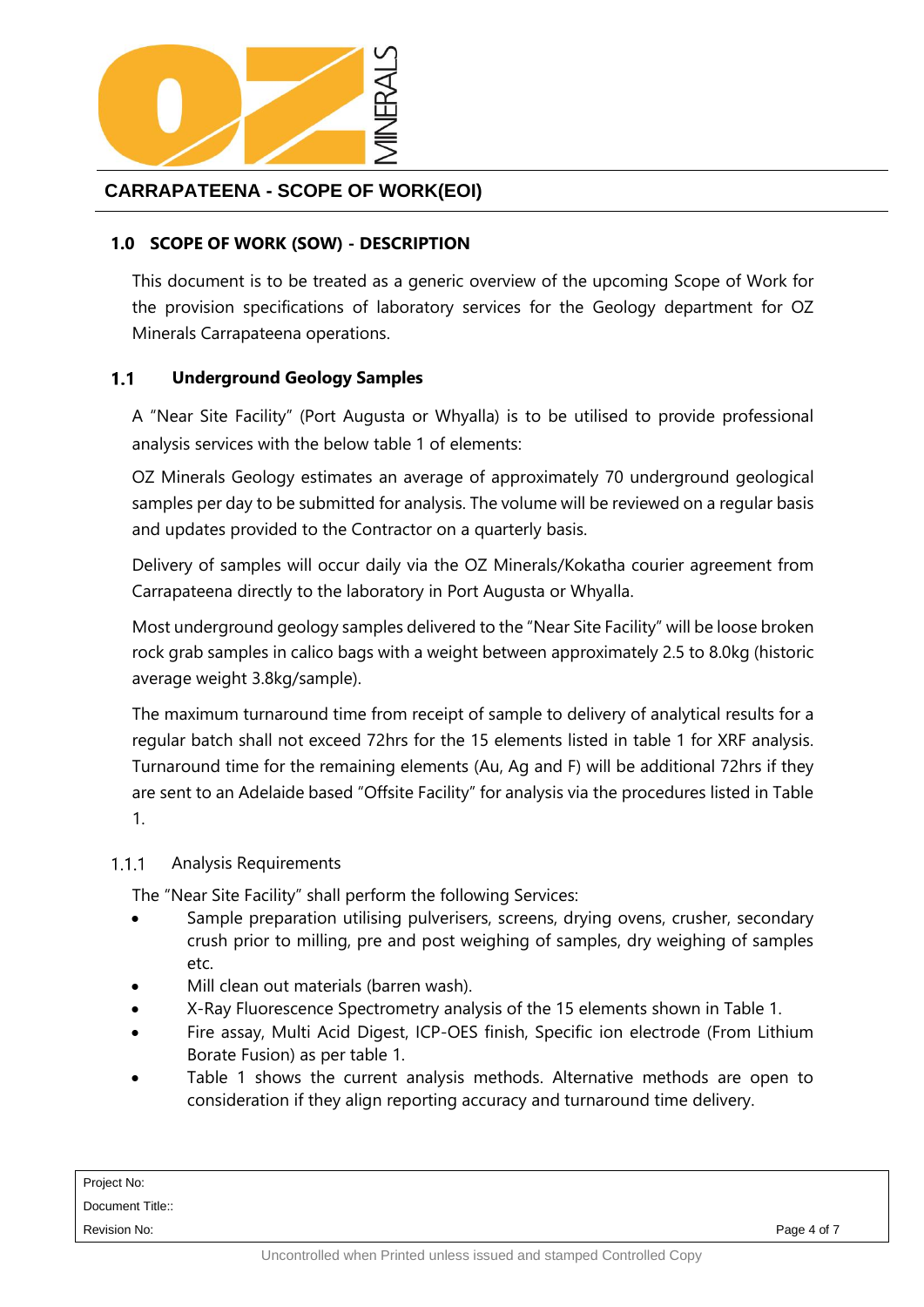## CARRAPATEENA - SCOPE OF WORK(EOI)

### 1.0 SCOPE OF WORK (SOW) - DESCRIPTION

This document is to be treated as a generic overview of the upcoming Scope of Work for the provision specifications of laboratory services for the Geology department for OZ Minerals Carrapateena operations.

### 1.1 Underground Geology Samples

A "Near Site Facility" (Port Augusta or Whyalla) is to be utilised to provide professional analysis services with the below table 1 of elements:

OZ Minerals Geology estimates an average of approximately 70 underground geological samples per day to be submitted for analysis. The volume will be reviewed on a regular basis and updates provided to the Contractor on a quarterly basis.

Delivery of samples will occur daily via the OZ Minerals/Kokatha courier agreement from Carrapateena directly to the laboratory in Port Augusta or Whyalla.

Most underground geology samples delivered to the "Near Site Facility" will be loose broken rock grab samples in calico bags with a weight between approximately 2.5 to 8.0kg (historic average weight 3.8kg/sample).

The maximum turnaround time from receipt of sample to delivery of analytical results for a regular batch shall not exceed 72hrs for the 15 elements listed in table 1 for XRF analysis. Turnaround time for the remaining elements (Au, Ag and F) will be additional 72hrs if they are sent to an Adelaide based "Offsite Facility" for analysis via the procedures listed in Table 1.

#### 1.1.1 Analysis Requirements

The "Near Site Facility" shall perform the following Services:

- Sample preparation utilising pulverisers, screens, drying ovens, crusher, secondary crush prior to milling, pre and post weighing of samples, dry weighing of samples etc.
- Mill clean out materials (barren wash).
- X-Ray Fluorescence Spectrometry analysis of the 15 elements shown in Table 1.
- Fire assay, Multi Acid Digest, ICP-OES finish, Specific ion electrode (From Lithium Borate Fusion) as per table 1.
- Table 1 shows the current analysis methods. Alternative methods are open to consideration if they align reporting accuracy and turnaround time delivery.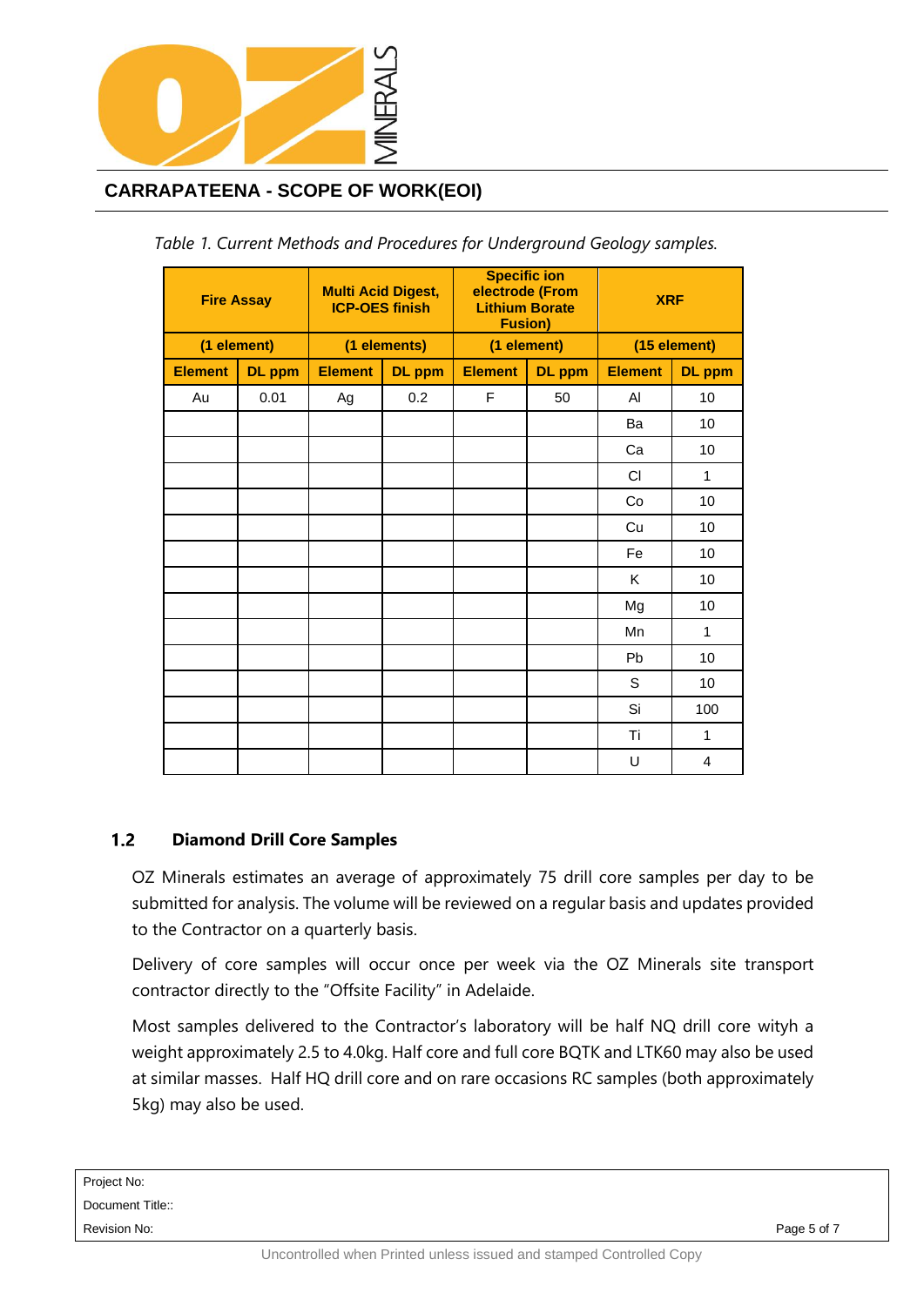## CARRAPATEENA - SCOPE OF WORK(EOI)

*Table 1. Current Methods and Procedures for Underground Geology samples.*

| Fire Assay | | Multi Acid Digest, ICP-OES finish | | Specific ion electrode (From Lithium Borate Fusion) | | XRF | |
|---|---|---|---|---|---|---|---|
| (1 element) | | (1 elements) | | (1 element) | | (15 element) | |
| Element | DL ppm | Element | DL ppm | Element | DL ppm | Element | DL ppm |
| Au | 0.01 | Ag | 0.2 | F | 50 | Al | 10 |
| | | | | | | Ba | 10 |
| | | | | | | Ca | 10 |
| | | | | | | Cl | 1 |
| | | | | | | Co | 10 |
| | | | | | | Cu | 10 |
| | | | | | | Fe | 10 |
| | | | | | | K | 10 |
| | | | | | | Mg | 10 |
| | | | | | | Mn | 1 |
| | | | | | | Pb | 10 |
| | | | | | | S | 10 |
| | | | | | | Si | 100 |
| | | | | | | Ti | 1 |
| | | | | | | U | 4 |

### 1.2 Diamond Drill Core Samples

OZ Minerals estimates an average of approximately 75 drill core samples per day to be submitted for analysis. The volume will be reviewed on a regular basis and updates provided to the Contractor on a quarterly basis.

Delivery of core samples will occur once per week via the OZ Minerals site transport contractor directly to the "Offsite Facility" in Adelaide.

Most samples delivered to the Contractor's laboratory will be half NQ drill core wityh a weight approximately 2.5 to 4.0kg. Half core and full core BQTK and LTK60 may also be used at similar masses. Half HQ drill core and on rare occasions RC samples (both approximately 5kg) may also be used.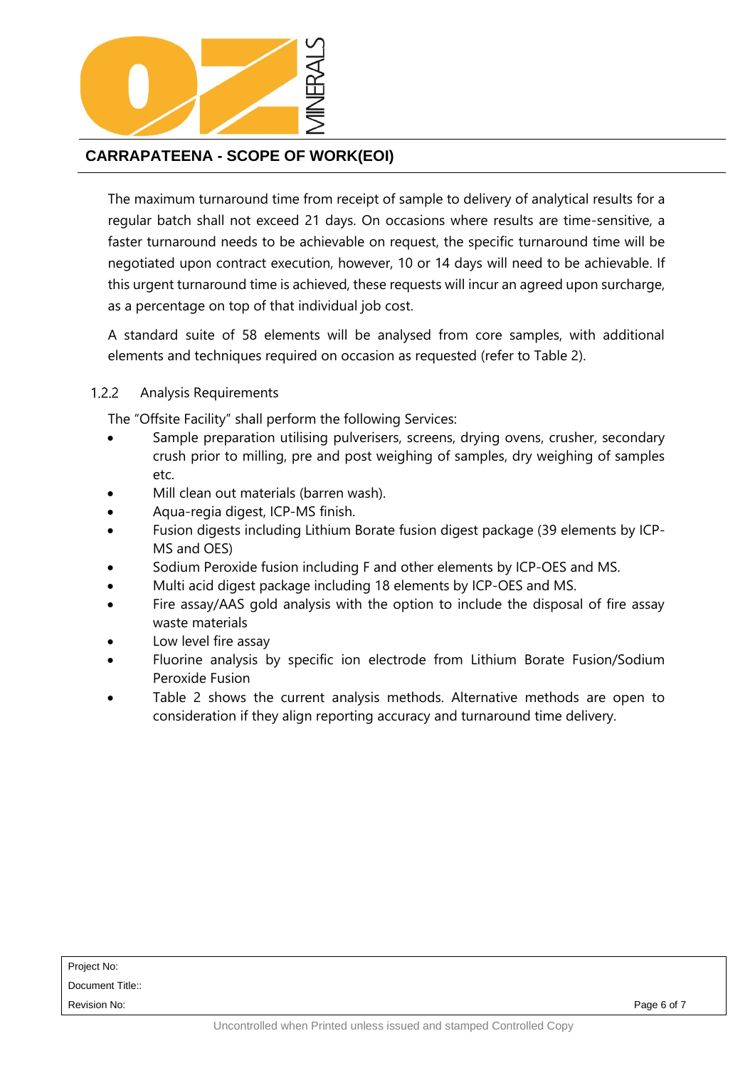The maximum turnaround time from receipt of sample to delivery of analytical results for a regular batch shall not exceed 21 days. On occasions where results are time-sensitive, a faster turnaround needs to be achievable on request, the specific turnaround time will be negotiated upon contract execution, however, 10 or 14 days will need to be achievable. If this urgent turnaround time is achieved, these requests will incur an agreed upon surcharge, as a percentage on top of that individual job cost.

A standard suite of 58 elements will be analysed from core samples, with additional elements and techniques required on occasion as requested (refer to Table 2).

### 1.2.2 Analysis Requirements

The "Offsite Facility" shall perform the following Services:

- Sample preparation utilising pulverisers, screens, drying ovens, crusher, secondary crush prior to milling, pre and post weighing of samples, dry weighing of samples etc.
- Mill clean out materials (barren wash).
- Aqua-regia digest, ICP-MS finish.
- Fusion digests including Lithium Borate fusion digest package (39 elements by ICP-MS and OES)
- Sodium Peroxide fusion including F and other elements by ICP-OES and MS.
- Multi acid digest package including 18 elements by ICP-OES and MS.
- Fire assay/AAS gold analysis with the option to include the disposal of fire assay waste materials
- Low level fire assay
- Fluorine analysis by specific ion electrode from Lithium Borate Fusion/Sodium Peroxide Fusion
- Table 2 shows the current analysis methods. Alternative methods are open to consideration if they align reporting accuracy and turnaround time delivery.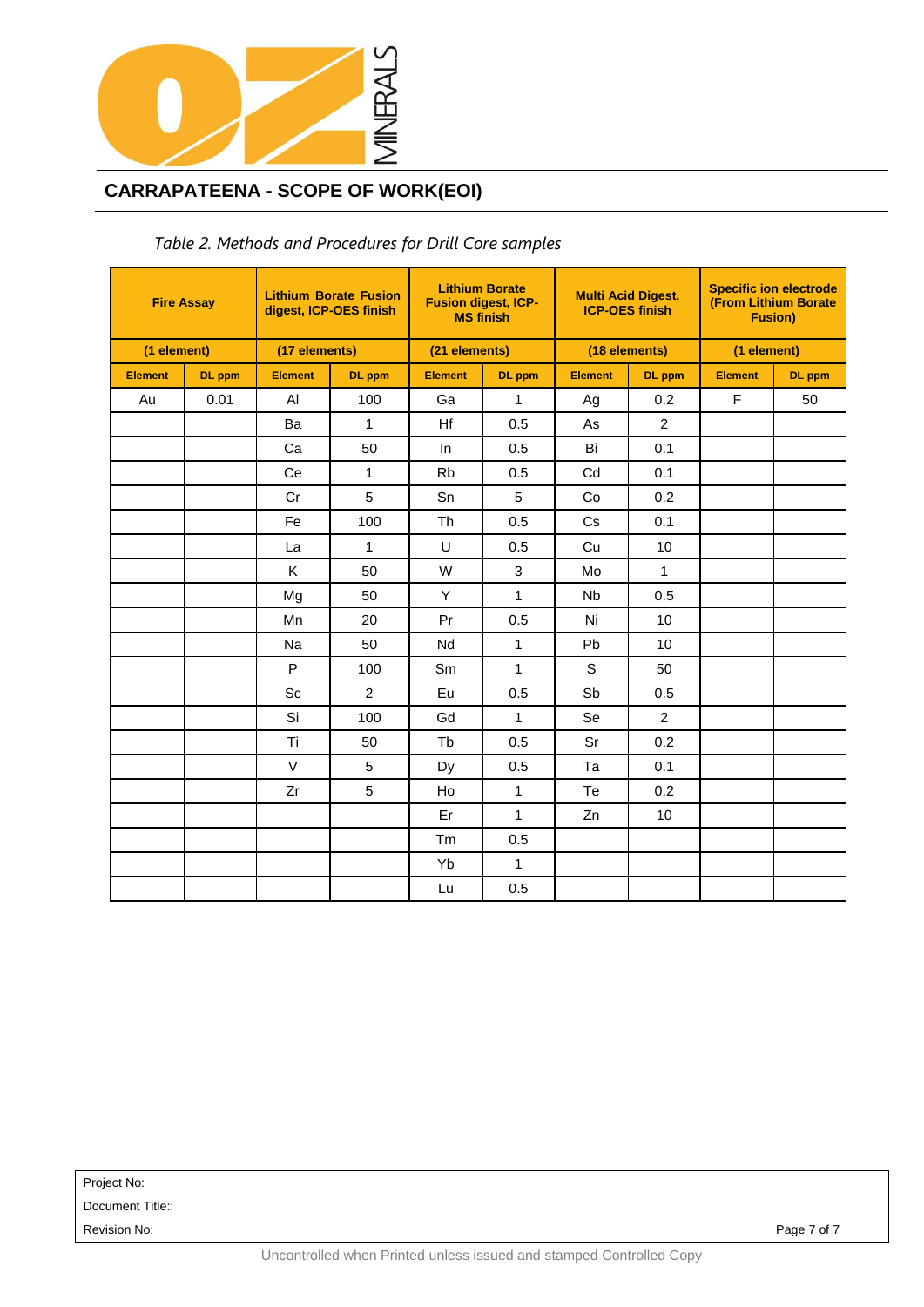## CARRAPATEENA - SCOPE OF WORK(EOI)

*Table 2. Methods and Procedures for Drill Core samples*

| Fire Assay | | Lithium Borate Fusion digest, ICP-OES finish | | Lithium Borate Fusion digest, ICP-MS finish | | Multi Acid Digest, ICP-OES finish | | Specific ion electrode (From Lithium Borate Fusion) | |
|---|---|---|---|---|---|---|---|---|---|
| (1 element) | | (17 elements) | | (21 elements) | | (18 elements) | | (1 element) | |
| Element | DL ppm | Element | DL ppm | Element | DL ppm | Element | DL ppm | Element | DL ppm |
| Au | 0.01 | Al | 100 | Ga | 1 | Ag | 0.2 | F | 50 |
| | | Ba | 1 | Hf | 0.5 | As | 2 | | |
| | | Ca | 50 | In | 0.5 | Bi | 0.1 | | |
| | | Ce | 1 | Rb | 0.5 | Cd | 0.1 | | |
| | | Cr | 5 | Sn | 5 | Co | 0.2 | | |
| | | Fe | 100 | Th | 0.5 | Cs | 0.1 | | |
| | | La | 1 | U | 0.5 | Cu | 10 | | |
| | | K | 50 | W | 3 | Mo | 1 | | |
| | | Mg | 50 | Y | 1 | Nb | 0.5 | | |
| | | Mn | 20 | Pr | 0.5 | Ni | 10 | | |
| | | Na | 50 | Nd | 1 | Pb | 10 | | |
| | | P | 100 | Sm | 1 | S | 50 | | |
| | | Sc | 2 | Eu | 0.5 | Sb | 0.5 | | |
| | | Si | 100 | Gd | 1 | Se | 2 | | |
| | | Ti | 50 | Tb | 0.5 | Sr | 0.2 | | |
| | | V | 5 | Dy | 0.5 | Ta | 0.1 | | |
| | | Zr | 5 | Ho | 1 | Te | 0.2 | | |
| | | | | Er | 1 | Zn | 10 | | |
| | | | | Tm | 0.5 | | | | |
| | | | | Yb | 1 | | | | |
| | | | | Lu | 0.5 | | | | |

Project No:
Document Title::
Revision No:

Uncontrolled when Printed unless issued and stamped Controlled Copy